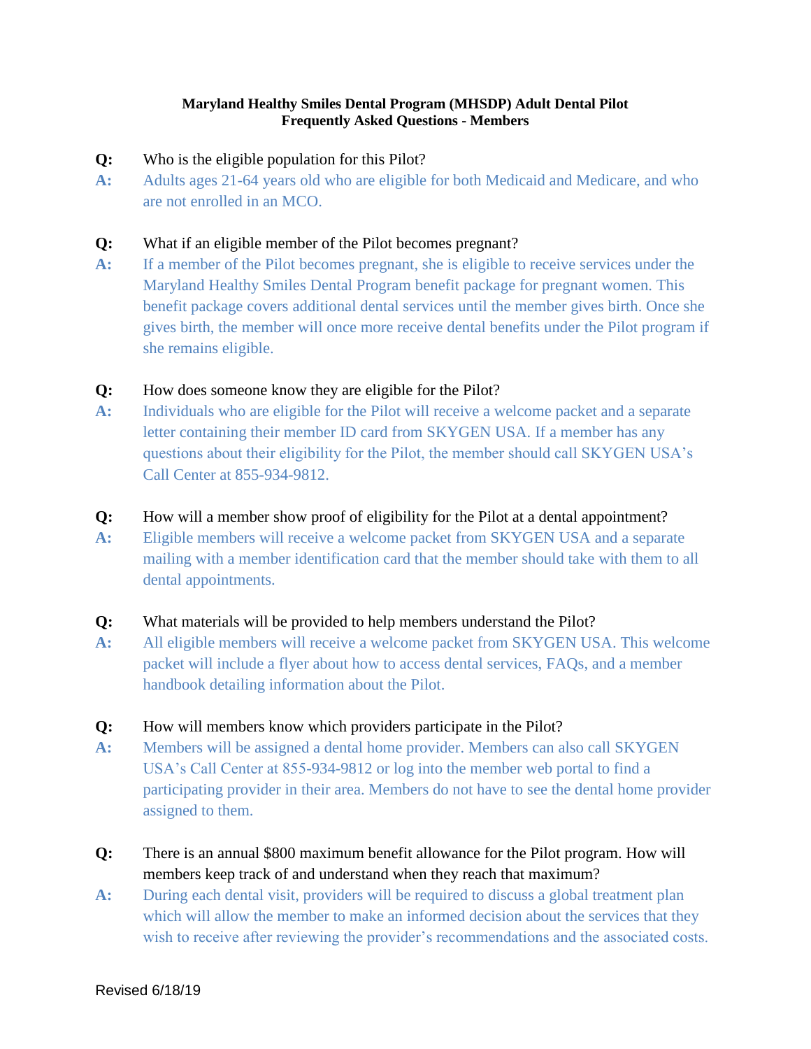**Maryland Healthy Smiles Dental Program (MHSDP) Adult Dental Pilot**
**Frequently Asked Questions - Members**

**Q:** Who is the eligible population for this Pilot?

**A:** Adults ages 21-64 years old who are eligible for both Medicaid and Medicare, and who are not enrolled in an MCO.

**Q:** What if an eligible member of the Pilot becomes pregnant?

**A:** If a member of the Pilot becomes pregnant, she is eligible to receive services under the Maryland Healthy Smiles Dental Program benefit package for pregnant women. This benefit package covers additional dental services until the member gives birth. Once she gives birth, the member will once more receive dental benefits under the Pilot program if she remains eligible.

**Q:** How does someone know they are eligible for the Pilot?

**A:** Individuals who are eligible for the Pilot will receive a welcome packet and a separate letter containing their member ID card from SKYGEN USA. If a member has any questions about their eligibility for the Pilot, the member should call SKYGEN USA's Call Center at 855-934-9812.

**Q:** How will a member show proof of eligibility for the Pilot at a dental appointment?

**A:** Eligible members will receive a welcome packet from SKYGEN USA and a separate mailing with a member identification card that the member should take with them to all dental appointments.

**Q:** What materials will be provided to help members understand the Pilot?

**A:** All eligible members will receive a welcome packet from SKYGEN USA. This welcome packet will include a flyer about how to access dental services, FAQs, and a member handbook detailing information about the Pilot.

**Q:** How will members know which providers participate in the Pilot?

**A:** Members will be assigned a dental home provider. Members can also call SKYGEN USA's Call Center at 855-934-9812 or log into the member web portal to find a participating provider in their area. Members do not have to see the dental home provider assigned to them.

**Q:** There is an annual $800 maximum benefit allowance for the Pilot program. How will members keep track of and understand when they reach that maximum?

**A:** During each dental visit, providers will be required to discuss a global treatment plan which will allow the member to make an informed decision about the services that they wish to receive after reviewing the provider's recommendations and the associated costs.

Revised 6/18/19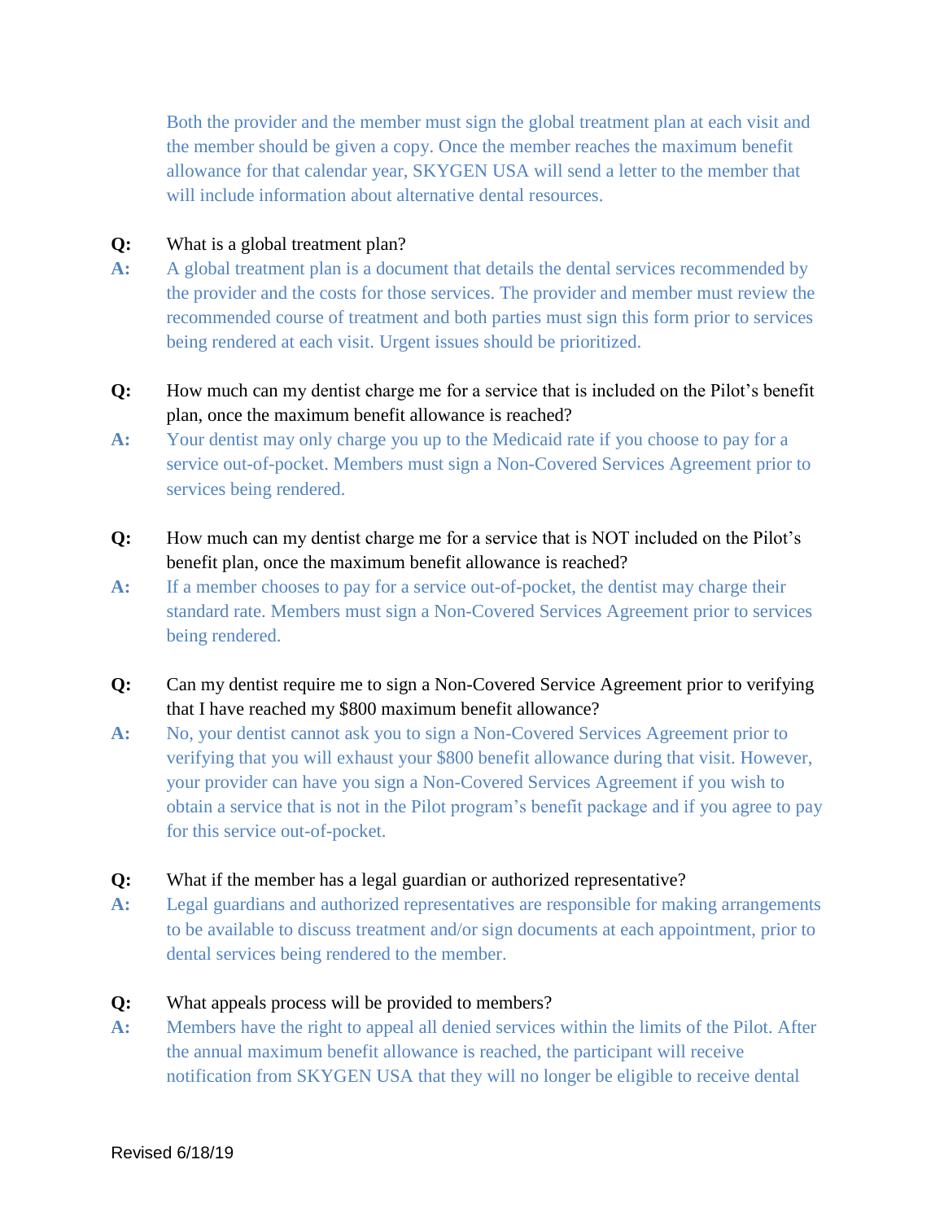Both the provider and the member must sign the global treatment plan at each visit and the member should be given a copy. Once the member reaches the maximum benefit allowance for that calendar year, SKYGEN USA will send a letter to the member that will include information about alternative dental resources.

**Q:** What is a global treatment plan?

**A:** A global treatment plan is a document that details the dental services recommended by the provider and the costs for those services. The provider and member must review the recommended course of treatment and both parties must sign this form prior to services being rendered at each visit. Urgent issues should be prioritized.

**Q:** How much can my dentist charge me for a service that is included on the Pilot's benefit plan, once the maximum benefit allowance is reached?

**A:** Your dentist may only charge you up to the Medicaid rate if you choose to pay for a service out-of-pocket. Members must sign a Non-Covered Services Agreement prior to services being rendered.

**Q:** How much can my dentist charge me for a service that is NOT included on the Pilot's benefit plan, once the maximum benefit allowance is reached?

**A:** If a member chooses to pay for a service out-of-pocket, the dentist may charge their standard rate. Members must sign a Non-Covered Services Agreement prior to services being rendered.

**Q:** Can my dentist require me to sign a Non-Covered Service Agreement prior to verifying that I have reached my $800 maximum benefit allowance?

**A:** No, your dentist cannot ask you to sign a Non-Covered Services Agreement prior to verifying that you will exhaust your $800 benefit allowance during that visit. However, your provider can have you sign a Non-Covered Services Agreement if you wish to obtain a service that is not in the Pilot program's benefit package and if you agree to pay for this service out-of-pocket.

**Q:** What if the member has a legal guardian or authorized representative?

**A:** Legal guardians and authorized representatives are responsible for making arrangements to be available to discuss treatment and/or sign documents at each appointment, prior to dental services being rendered to the member.

**Q:** What appeals process will be provided to members?

**A:** Members have the right to appeal all denied services within the limits of the Pilot. After the annual maximum benefit allowance is reached, the participant will receive notification from SKYGEN USA that they will no longer be eligible to receive dental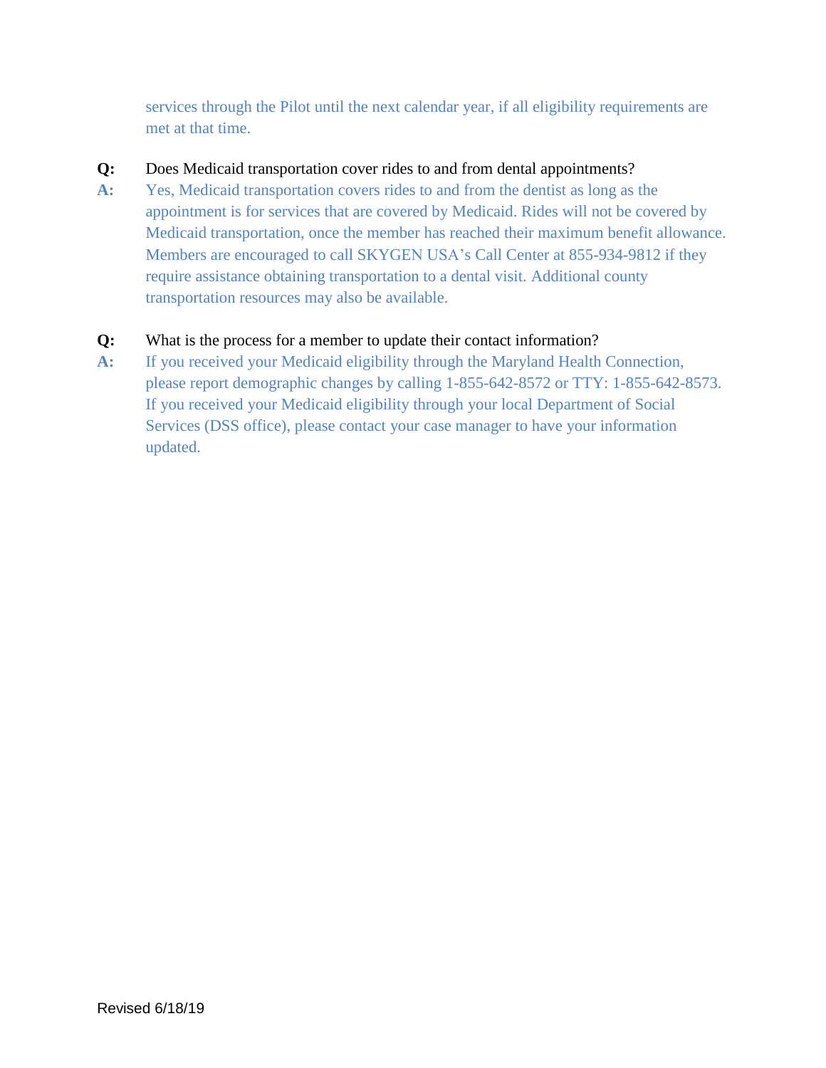services through the Pilot until the next calendar year, if all eligibility requirements are met at that time.

**Q:** Does Medicaid transportation cover rides to and from dental appointments?

**A:** Yes, Medicaid transportation covers rides to and from the dentist as long as the appointment is for services that are covered by Medicaid. Rides will not be covered by Medicaid transportation, once the member has reached their maximum benefit allowance. Members are encouraged to call SKYGEN USA's Call Center at 855-934-9812 if they require assistance obtaining transportation to a dental visit. Additional county transportation resources may also be available.

**Q:** What is the process for a member to update their contact information?

**A:** If you received your Medicaid eligibility through the Maryland Health Connection, please report demographic changes by calling 1-855-642-8572 or TTY: 1-855-642-8573. If you received your Medicaid eligibility through your local Department of Social Services (DSS office), please contact your case manager to have your information updated.

Revised 6/18/19